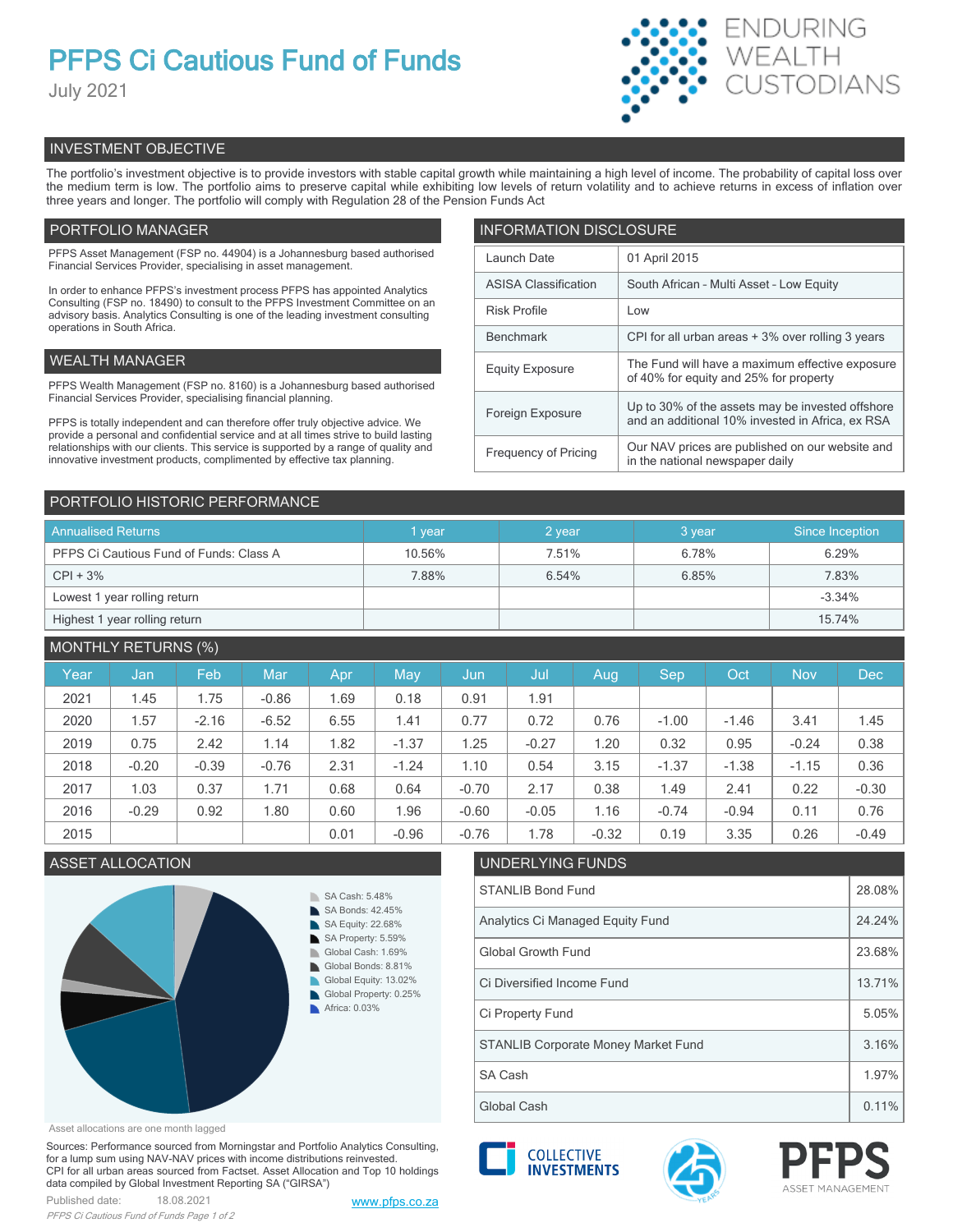# PFPS Ci Cautious Fund of Funds

July 2021

ENDURING WEALTH CUSTODIANS

## INVESTMENT OBJECTIVE

The portfolio's investment objective is to provide investors with stable capital growth while maintaining a high level of income. The probability of capital loss over the medium term is low. The portfolio aims to preserve capital while exhibiting low levels of return volatility and to achieve returns in excess of inflation over three years and longer. The portfolio will comply with Regulation 28 of the Pension Funds Act

## PORTFOLIO MANAGER

PFPS Asset Management (FSP no. 44904) is a Johannesburg based authorised Financial Services Provider, specialising in asset management.

In order to enhance PFPS's investment process PFPS has appointed Analytics Consulting (FSP no. 18490) to consult to the PFPS Investment Committee on an advisory basis. Analytics Consulting is one of the leading investment consulting operations in South Africa.

## WEALTH MANAGER

PFPS Wealth Management (FSP no. 8160) is a Johannesburg based authorised Financial Services Provider, specialising financial planning.

PFPS is totally independent and can therefore offer truly objective advice. We provide a personal and confidential service and at all times strive to build lasting relationships with our clients. This service is supported by a range of quality and innovative investment products, complimented by effective tax planning.

## INFORMATION DISCLOSURE

| | |
|---|---|
| Launch Date | 01 April 2015 |
| ASISA Classification | South African - Multi Asset - Low Equity |
| Risk Profile | Low |
| Benchmark | CPI for all urban areas + 3% over rolling 3 years |
| Equity Exposure | The Fund will have a maximum effective exposure of 40% for equity and 25% for property |
| Foreign Exposure | Up to 30% of the assets may be invested offshore and an additional 10% invested in Africa, ex RSA |
| Frequency of Pricing | Our NAV prices are published on our website and in the national newspaper daily |

## PORTFOLIO HISTORIC PERFORMANCE

| Annualised Returns | 1 year | 2 year | 3 year | Since Inception |
|---|---|---|---|---|
| PFPS Ci Cautious Fund of Funds: Class A | 10.56% | 7.51% | 6.78% | 6.29% |
| CPI + 3% | 7.88% | 6.54% | 6.85% | 7.83% |
| Lowest 1 year rolling return | | | | -3.34% |
| Highest 1 year rolling return | | | | 15.74% |

## MONTHLY RETURNS (%)

| Year | Jan | Feb | Mar | Apr | May | Jun | Jul | Aug | Sep | Oct | Nov | Dec |
|---|---|---|---|---|---|---|---|---|---|---|---|---|
| 2021 | 1.45 | 1.75 | -0.86 | 1.69 | 0.18 | 0.91 | 1.91 | | | | | |
| 2020 | 1.57 | -2.16 | -6.52 | 6.55 | 1.41 | 0.77 | 0.72 | 0.76 | -1.00 | -1.46 | 3.41 | 1.45 |
| 2019 | 0.75 | 2.42 | 1.14 | 1.82 | -1.37 | 1.25 | -0.27 | 1.20 | 0.32 | 0.95 | -0.24 | 0.38 |
| 2018 | -0.20 | -0.39 | -0.76 | 2.31 | -1.24 | 1.10 | 0.54 | 3.15 | -1.37 | -1.38 | -1.15 | 0.36 |
| 2017 | 1.03 | 0.37 | 1.71 | 0.68 | 0.64 | -0.70 | 2.17 | 0.38 | 1.49 | 2.41 | 0.22 | -0.30 |
| 2016 | -0.29 | 0.92 | 1.80 | 0.60 | 1.96 | -0.60 | -0.05 | 1.16 | -0.74 | -0.94 | 0.11 | 0.76 |
| 2015 | | | | 0.01 | -0.96 | -0.76 | 1.78 | -0.32 | 0.19 | 3.35 | 0.26 | -0.49 |

## ASSET ALLOCATION

- SA Cash: 5.48%
- SA Bonds: 42.45%
- SA Equity: 22.68%
- SA Property: 5.59%
- Global Cash: 1.69%
- Global Bonds: 8.81%
- Global Equity: 13.02%
- Global Property: 0.25%
- Africa: 0.03%

Asset allocations are one month lagged

## UNDERLYING FUNDS

| | |
|---|---|
| STANLIB Bond Fund | 28.08% |
| Analytics Ci Managed Equity Fund | 24.24% |
| Global Growth Fund | 23.68% |
| Ci Diversified Income Fund | 13.71% |
| Ci Property Fund | 5.05% |
| STANLIB Corporate Money Market Fund | 3.16% |
| SA Cash | 1.97% |
| Global Cash | 0.11% |

Sources: Performance sourced from Morningstar and Portfolio Analytics Consulting, for a lump sum using NAV-NAV prices with income distributions reinvested. CPI for all urban areas sourced from Factset. Asset Allocation and Top 10 holdings data compiled by Global Investment Reporting SA ("GIRSA")

Published date: 18.08.2021

www.pfps.co.za

COLLECTIVE INVESTMENTS

PFPS ASSET MANAGEMENT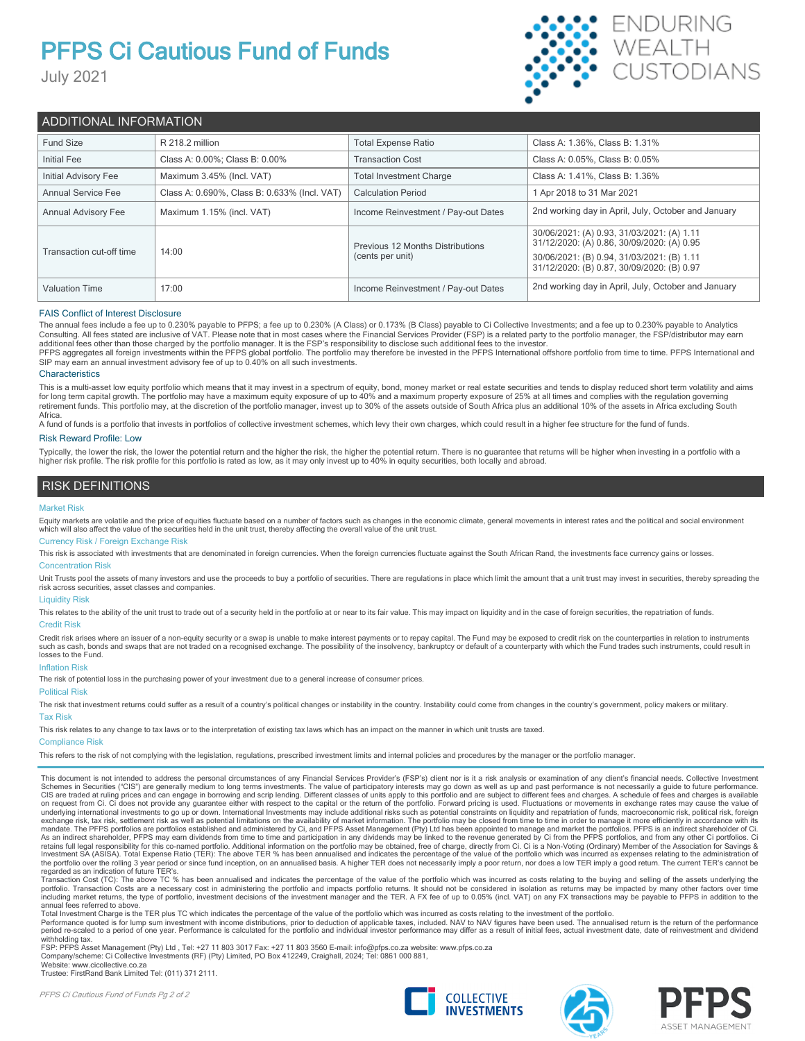# PFPS Ci Cautious Fund of Funds

July 2021

## ADDITIONAL INFORMATION

| | | | |
|---|---|---|---|
| Fund Size | R 218.2 million | Total Expense Ratio | Class A: 1.36%, Class B: 1.31% |
| Initial Fee | Class A: 0.00%; Class B: 0.00% | Transaction Cost | Class A: 0.05%, Class B: 0.05% |
| Initial Advisory Fee | Maximum 3.45% (Incl. VAT) | Total Investment Charge | Class A: 1.41%, Class B: 1.36% |
| Annual Service Fee | Class A: 0.690%, Class B: 0.633% (Incl. VAT) | Calculation Period | 1 Apr 2018 to 31 Mar 2021 |
| Annual Advisory Fee | Maximum 1.15% (incl. VAT) | Income Reinvestment / Pay-out Dates | 2nd working day in April, July, October and January |
| Transaction cut-off time | 14:00 | Previous 12 Months Distributions (cents per unit) | 30/06/2021: (A) 0.93, 31/03/2021: (A) 1.11 31/12/2020: (A) 0.86, 30/09/2020: (A) 0.95 30/06/2021: (B) 0.94, 31/03/2021: (B) 1.11 31/12/2020: (B) 0.87, 30/09/2020: (B) 0.97 |
| Valuation Time | 17:00 | Income Reinvestment / Pay-out Dates | 2nd working day in April, July, October and January |

### FAIS Conflict of Interest Disclosure

The annual fees include a fee up to 0.230% payable to PFPS; a fee up to 0.230% (A Class) or 0.173% (B Class) payable to Ci Collective Investments; and a fee up to 0.230% payable to Analytics Consulting. All fees stated are inclusive of VAT. Please note that in most cases where the Financial Services Provider (FSP) is a related party to the portfolio manager, the FSP/distributor may earn additional fees other than those charged by the portfolio manager. It is the FSP's responsibility to disclose such additional fees to the investor.
PFPS aggregates all foreign investments within the PFPS global portfolio. The portfolio may therefore be invested in the PFPS International offshore portfolio from time to time. PFPS International and SIP may earn an annual investment advisory fee of up to 0.40% on all such investments.

### Characteristics

This is a multi-asset low equity portfolio which means that it may invest in a spectrum of equity, bond, money market or real estate securities and tends to display reduced short term volatility and aims for long term capital growth. The portfolio may have a maximum equity exposure of up to 40% and a maximum property exposure of 25% at all times and complies with the regulation governing retirement funds. This portfolio may, at the discretion of the portfolio manager, invest up to 30% of the assets outside of South Africa plus an additional 10% of the assets in Africa excluding South Africa.
A fund of funds is a portfolio that invests in portfolios of collective investment schemes, which levy their own charges, which could result in a higher fee structure for the fund of funds.

### Risk Reward Profile: Low

Typically, the lower the risk, the lower the potential return and the higher the risk, the higher the potential return. There is no guarantee that returns will be higher when investing in a portfolio with a higher risk profile. The risk profile for this portfolio is rated as low, as it may only invest up to 40% in equity securities, both locally and abroad.

## RISK DEFINITIONS

### Market Risk

Equity markets are volatile and the price of equities fluctuate based on a number of factors such as changes in the economic climate, general movements in interest rates and the political and social environment which will also affect the value of the securities held in the unit trust, thereby affecting the overall value of the unit trust.

### Currency Risk / Foreign Exchange Risk

This risk is associated with investments that are denominated in foreign currencies. When the foreign currencies fluctuate against the South African Rand, the investments face currency gains or losses.

### Concentration Risk

Unit Trusts pool the assets of many investors and use the proceeds to buy a portfolio of securities. There are regulations in place which limit the amount that a unit trust may invest in securities, thereby spreading the risk across securities, asset classes and companies.

### Liquidity Risk

This relates to the ability of the unit trust to trade out of a security held in the portfolio at or near to its fair value. This may impact on liquidity and in the case of foreign securities, the repatriation of funds.

### Credit Risk

Credit risk arises where an issuer of a non-equity security or a swap is unable to make interest payments or to repay capital. The Fund may be exposed to credit risk on the counterparties in relation to instruments such as cash, bonds and swaps that are not traded on a recognised exchange. The possibility of the insolvency, bankruptcy or default of a counterparty with which the Fund trades such instruments, could result in losses to the Fund.

### Inflation Risk

The risk of potential loss in the purchasing power of your investment due to a general increase of consumer prices.

### Political Risk

The risk that investment returns could suffer as a result of a country's political changes or instability in the country. Instability could come from changes in the country's government, policy makers or military.

### Tax Risk

This risk relates to any change to tax laws or to the interpretation of existing tax laws which has an impact on the manner in which unit trusts are taxed.

### Compliance Risk

This refers to the risk of not complying with the legislation, regulations, prescribed investment limits and internal policies and procedures by the manager or the portfolio manager.

This document is not intended to address the personal circumstances of any Financial Services Provider's (FSP's) client nor is it a risk analysis or examination of any client's financial needs. Collective Investment Schemes in Securities ("CIS") are generally medium to long terms investments. The value of participatory interests may go down as well as up and past performance is not necessarily a guide to future performance. CIS are traded at ruling prices and can engage in borrowing and scrip lending. Different classes of units apply to this portfolio and are subject to different fees and charges. A schedule of fees and charges is available on request from Ci. Ci does not provide any guarantee either with respect to the capital or the return of the portfolio. Forward pricing is used. Fluctuations or movements in exchange rates may cause the value of underlying international investments to go up or down. International Investments may include additional risks such as potential constraints on liquidity and repatriation of funds, macroeconomic risk, political risk, foreign exchange risk, tax risk, settlement risk as well as potential limitations on the availability of market information. The portfolio may be closed from time to time in order to manage it more efficiently in accordance with its mandate. The PFPS portfolios are portfolios established and administered by Ci, and PFPS Asset Management (Pty) Ltd has been appointed to manage and market the portfolios. PFPS is an indirect shareholder of Ci. As an indirect shareholder, PFPS may earn dividends from time to time and participation in any dividends may be linked to the revenue generated by Ci from the PFPS portfolios, and from any other Ci portfolios. Ci retains full legal responsibility for this co-named portfolio. Additional information on the portfolio may be obtained, free of charge, directly from Ci. Ci is a Non-Voting (Ordinary) Member of the Association for Savings & Investment SA (ASISA). Total Expense Ratio (TER): The above TER % has been annualised and indicates the percentage of the value of the portfolio which was incurred as expenses relating to the administration of the portfolio over the rolling 3 year period or since fund inception, on an annualised basis. A higher TER does not necessarily imply a poor return, nor does a low TER imply a good return. The current TER's cannot be regarded as an indication of future TER's.
Transaction Cost (TC): The above TC % has been annualised and indicates the percentage of the value of the portfolio which was incurred as costs relating to the buying and selling of the assets underlying the portfolio. Transaction Costs are a necessary cost in administering the portfolio and impacts portfolio returns. It should not be considered in isolation as returns may be impacted by many other factors over time including market returns, the type of portfolio, investment decisions of the investment manager and the TER. A FX fee of up to 0.05% (incl. VAT) on any FX transactions may be payable to PFPS in addition to the annual fees referred to above.
Total Investment Charge is the TER plus TC which indicates the percentage of the value of the portfolio which was incurred as costs relating to the investment of the portfolio.
Performance quoted is for lump sum investment with income distributions, prior to deduction of applicable taxes, included. NAV to NAV figures have been used. The annualised return is the return of the performance period re-scaled to a period of one year. Performance is calculated for the portfolio and individual investor performance may differ as a result of initial fees, actual investment date, date of reinvestment and dividend withholding tax.
FSP: PFPS Asset Management (Pty) Ltd , Tel: +27 11 803 3017 Fax: +27 11 803 3560 E-mail: info@pfps.co.za website: www.pfps.co.za
Company/scheme: Ci Collective Investments (RF) (Pty) Limited, PO Box 412249, Craighall, 2024; Tel: 0861 000 881,
Website: www.cicollective.co.za
Trustee: FirstRand Bank Limited Tel: (011) 371 2111.